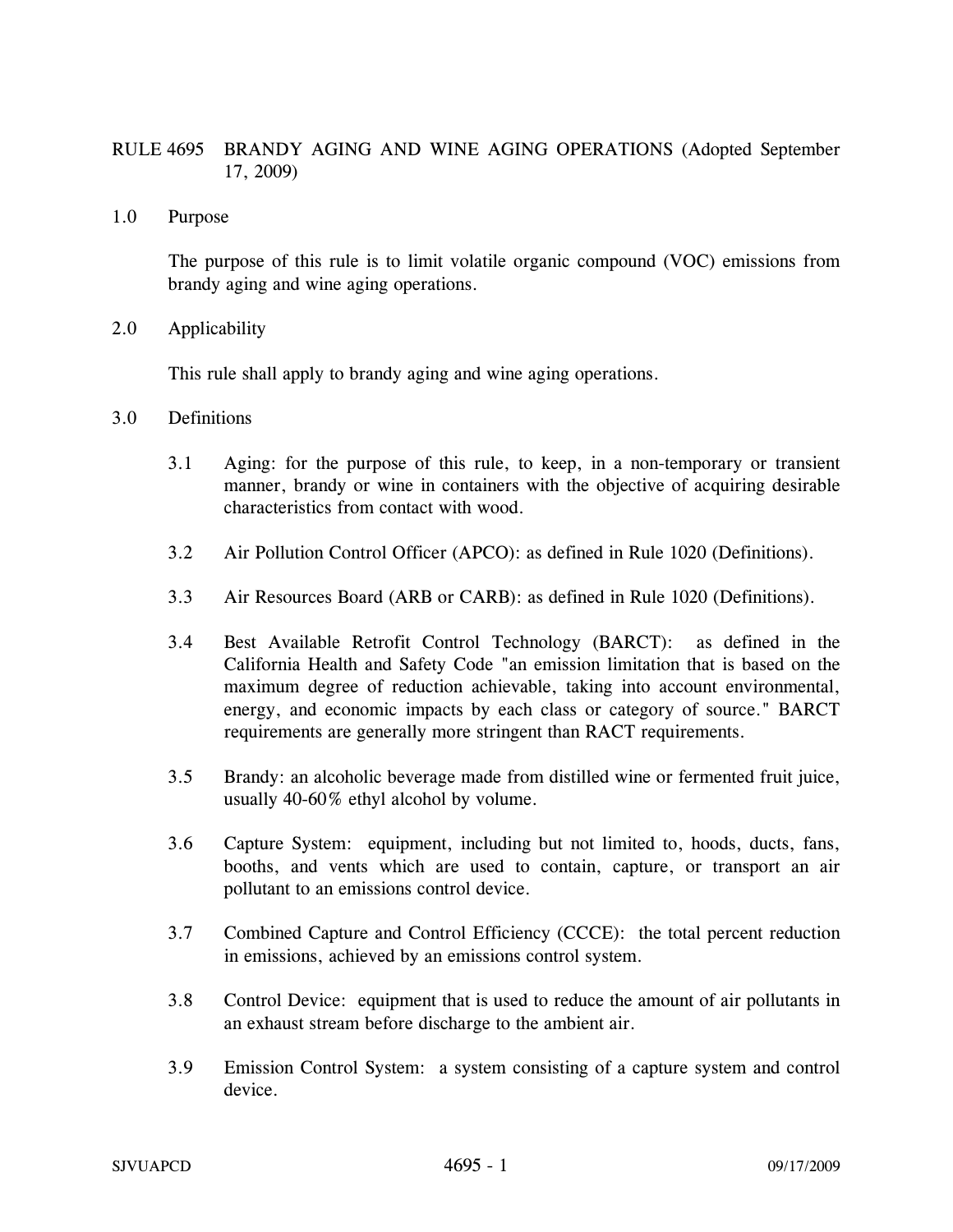# RULE 4695 BRANDY AGING AND WINE AGING OPERATIONS (Adopted September 17, 2009)

## 1.0 Purpose

The purpose of this rule is to limit volatile organic compound (VOC) emissions from brandy aging and wine aging operations.

## 2.0 Applicability

This rule shall apply to brandy aging and wine aging operations.

## 3.0 Definitions

3.1 Aging: for the purpose of this rule, to keep, in a non-temporary or transient manner, brandy or wine in containers with the objective of acquiring desirable characteristics from contact with wood.

3.2 Air Pollution Control Officer (APCO): as defined in Rule 1020 (Definitions).

3.3 Air Resources Board (ARB or CARB): as defined in Rule 1020 (Definitions).

3.4 Best Available Retrofit Control Technology (BARCT): as defined in the California Health and Safety Code "an emission limitation that is based on the maximum degree of reduction achievable, taking into account environmental, energy, and economic impacts by each class or category of source." BARCT requirements are generally more stringent than RACT requirements.

3.5 Brandy: an alcoholic beverage made from distilled wine or fermented fruit juice, usually 40-60% ethyl alcohol by volume.

3.6 Capture System: equipment, including but not limited to, hoods, ducts, fans, booths, and vents which are used to contain, capture, or transport an air pollutant to an emissions control device.

3.7 Combined Capture and Control Efficiency (CCCE): the total percent reduction in emissions, achieved by an emissions control system.

3.8 Control Device: equipment that is used to reduce the amount of air pollutants in an exhaust stream before discharge to the ambient air.

3.9 Emission Control System: a system consisting of a capture system and control device.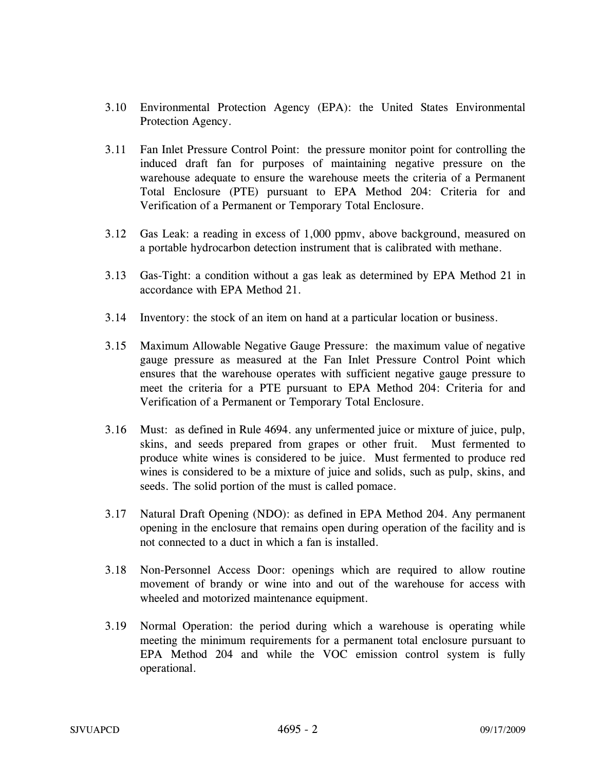3.10 Environmental Protection Agency (EPA): the United States Environmental Protection Agency.

3.11 Fan Inlet Pressure Control Point: the pressure monitor point for controlling the induced draft fan for purposes of maintaining negative pressure on the warehouse adequate to ensure the warehouse meets the criteria of a Permanent Total Enclosure (PTE) pursuant to EPA Method 204: Criteria for and Verification of a Permanent or Temporary Total Enclosure.

3.12 Gas Leak: a reading in excess of 1,000 ppmv, above background, measured on a portable hydrocarbon detection instrument that is calibrated with methane.

3.13 Gas-Tight: a condition without a gas leak as determined by EPA Method 21 in accordance with EPA Method 21.

3.14 Inventory: the stock of an item on hand at a particular location or business.

3.15 Maximum Allowable Negative Gauge Pressure: the maximum value of negative gauge pressure as measured at the Fan Inlet Pressure Control Point which ensures that the warehouse operates with sufficient negative gauge pressure to meet the criteria for a PTE pursuant to EPA Method 204: Criteria for and Verification of a Permanent or Temporary Total Enclosure.

3.16 Must: as defined in Rule 4694. any unfermented juice or mixture of juice, pulp, skins, and seeds prepared from grapes or other fruit. Must fermented to produce white wines is considered to be juice. Must fermented to produce red wines is considered to be a mixture of juice and solids, such as pulp, skins, and seeds. The solid portion of the must is called pomace.

3.17 Natural Draft Opening (NDO): as defined in EPA Method 204. Any permanent opening in the enclosure that remains open during operation of the facility and is not connected to a duct in which a fan is installed.

3.18 Non-Personnel Access Door: openings which are required to allow routine movement of brandy or wine into and out of the warehouse for access with wheeled and motorized maintenance equipment.

3.19 Normal Operation: the period during which a warehouse is operating while meeting the minimum requirements for a permanent total enclosure pursuant to EPA Method 204 and while the VOC emission control system is fully operational.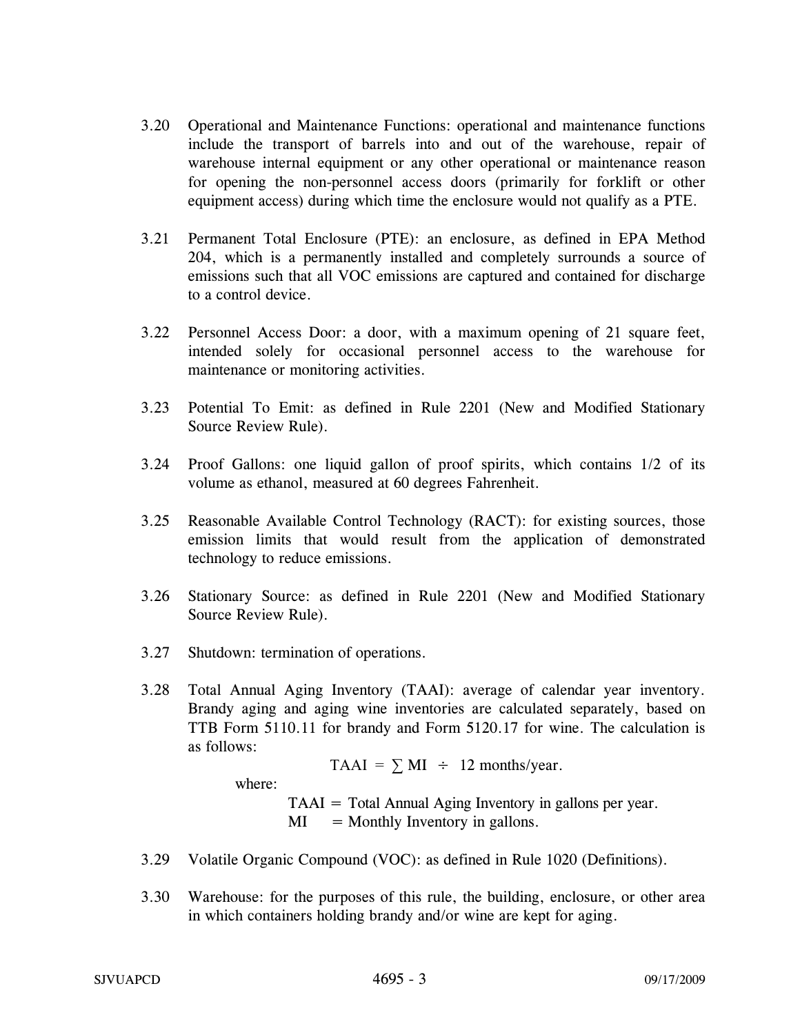3.20 Operational and Maintenance Functions: operational and maintenance functions include the transport of barrels into and out of the warehouse, repair of warehouse internal equipment or any other operational or maintenance reason for opening the non-personnel access doors (primarily for forklift or other equipment access) during which time the enclosure would not qualify as a PTE.

3.21 Permanent Total Enclosure (PTE): an enclosure, as defined in EPA Method 204, which is a permanently installed and completely surrounds a source of emissions such that all VOC emissions are captured and contained for discharge to a control device.

3.22 Personnel Access Door: a door, with a maximum opening of 21 square feet, intended solely for occasional personnel access to the warehouse for maintenance or monitoring activities.

3.23 Potential To Emit: as defined in Rule 2201 (New and Modified Stationary Source Review Rule).

3.24 Proof Gallons: one liquid gallon of proof spirits, which contains 1/2 of its volume as ethanol, measured at 60 degrees Fahrenheit.

3.25 Reasonable Available Control Technology (RACT): for existing sources, those emission limits that would result from the application of demonstrated technology to reduce emissions.

3.26 Stationary Source: as defined in Rule 2201 (New and Modified Stationary Source Review Rule).

3.27 Shutdown: termination of operations.

3.28 Total Annual Aging Inventory (TAAI): average of calendar year inventory. Brandy aging and aging wine inventories are calculated separately, based on TTB Form 5110.11 for brandy and Form 5120.17 for wine. The calculation is as follows:

$$TAAI = \sum MI \div 12 \text{ months/year.}$$

where:

TAAI = Total Annual Aging Inventory in gallons per year.
MI = Monthly Inventory in gallons.

3.29 Volatile Organic Compound (VOC): as defined in Rule 1020 (Definitions).

3.30 Warehouse: for the purposes of this rule, the building, enclosure, or other area in which containers holding brandy and/or wine are kept for aging.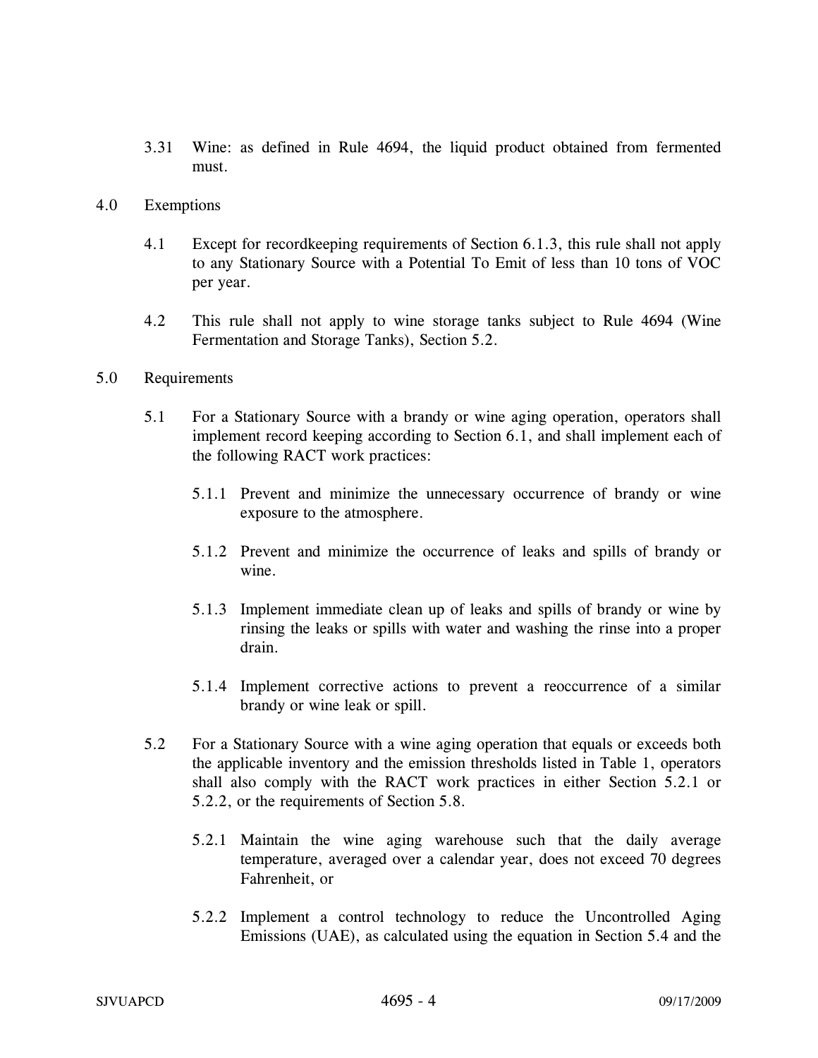3.31 Wine: as defined in Rule 4694, the liquid product obtained from fermented must.

## 4.0 Exemptions

4.1 Except for recordkeeping requirements of Section 6.1.3, this rule shall not apply to any Stationary Source with a Potential To Emit of less than 10 tons of VOC per year.

4.2 This rule shall not apply to wine storage tanks subject to Rule 4694 (Wine Fermentation and Storage Tanks), Section 5.2.

## 5.0 Requirements

5.1 For a Stationary Source with a brandy or wine aging operation, operators shall implement record keeping according to Section 6.1, and shall implement each of the following RACT work practices:

5.1.1 Prevent and minimize the unnecessary occurrence of brandy or wine exposure to the atmosphere.

5.1.2 Prevent and minimize the occurrence of leaks and spills of brandy or wine.

5.1.3 Implement immediate clean up of leaks and spills of brandy or wine by rinsing the leaks or spills with water and washing the rinse into a proper drain.

5.1.4 Implement corrective actions to prevent a reoccurrence of a similar brandy or wine leak or spill.

5.2 For a Stationary Source with a wine aging operation that equals or exceeds both the applicable inventory and the emission thresholds listed in Table 1, operators shall also comply with the RACT work practices in either Section 5.2.1 or 5.2.2, or the requirements of Section 5.8.

5.2.1 Maintain the wine aging warehouse such that the daily average temperature, averaged over a calendar year, does not exceed 70 degrees Fahrenheit, or

5.2.2 Implement a control technology to reduce the Uncontrolled Aging Emissions (UAE), as calculated using the equation in Section 5.4 and the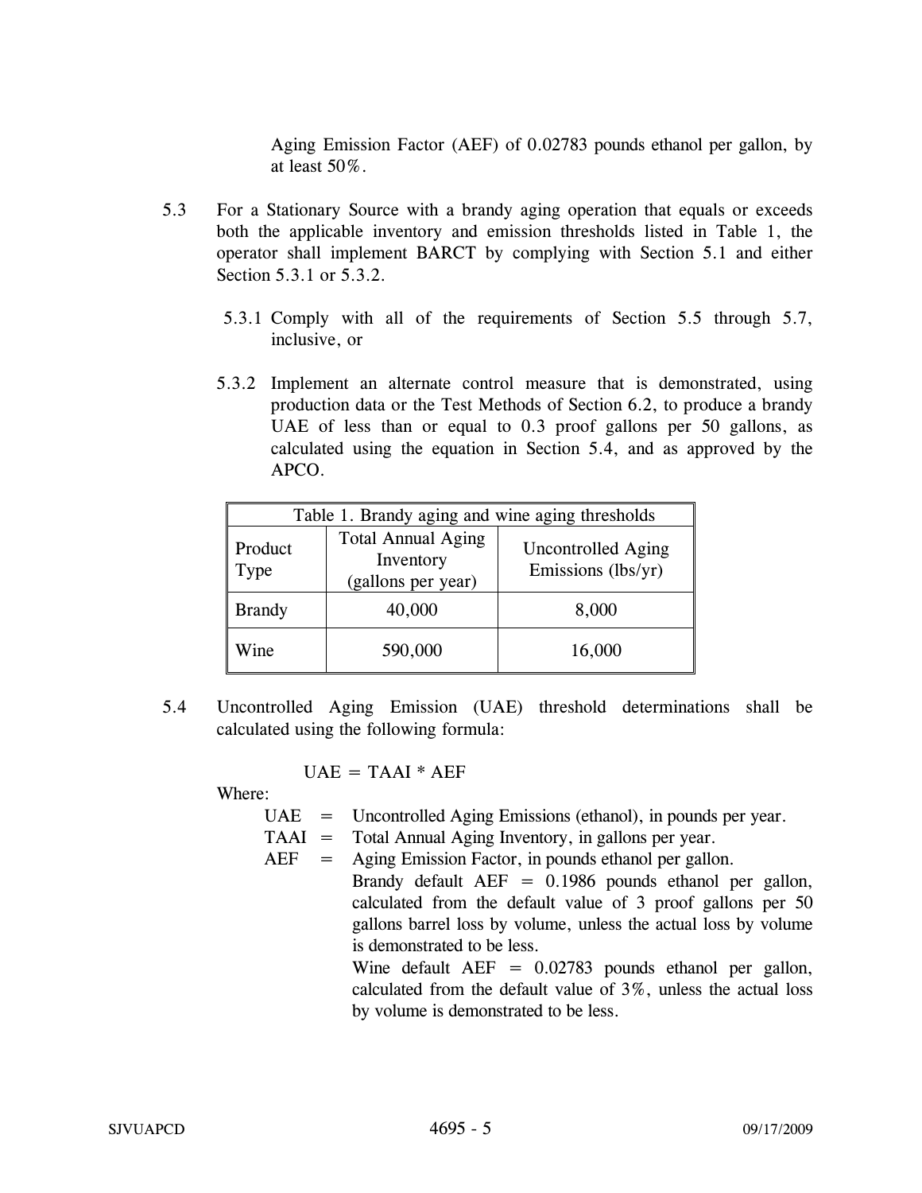Aging Emission Factor (AEF) of 0.02783 pounds ethanol per gallon, by at least 50%.

5.3 For a Stationary Source with a brandy aging operation that equals or exceeds both the applicable inventory and emission thresholds listed in Table 1, the operator shall implement BARCT by complying with Section 5.1 and either Section 5.3.1 or 5.3.2.

5.3.1 Comply with all of the requirements of Section 5.5 through 5.7, inclusive, or

5.3.2 Implement an alternate control measure that is demonstrated, using production data or the Test Methods of Section 6.2, to produce a brandy UAE of less than or equal to 0.3 proof gallons per 50 gallons, as calculated using the equation in Section 5.4, and as approved by the APCO.

| Table 1. Brandy aging and wine aging thresholds | | |
|---|---|---|
| Product Type | Total Annual Aging Inventory (gallons per year) | Uncontrolled Aging Emissions (lbs/yr) |
| Brandy | 40,000 | 8,000 |
| Wine | 590,000 | 16,000 |

5.4 Uncontrolled Aging Emission (UAE) threshold determinations shall be calculated using the following formula:

$$UAE = TAAI * AEF$$

Where:

UAE = Uncontrolled Aging Emissions (ethanol), in pounds per year.

TAAI = Total Annual Aging Inventory, in gallons per year.

AEF = Aging Emission Factor, in pounds ethanol per gallon.
Brandy default AEF = 0.1986 pounds ethanol per gallon, calculated from the default value of 3 proof gallons per 50 gallons barrel loss by volume, unless the actual loss by volume is demonstrated to be less.
Wine default AEF = 0.02783 pounds ethanol per gallon, calculated from the default value of 3%, unless the actual loss by volume is demonstrated to be less.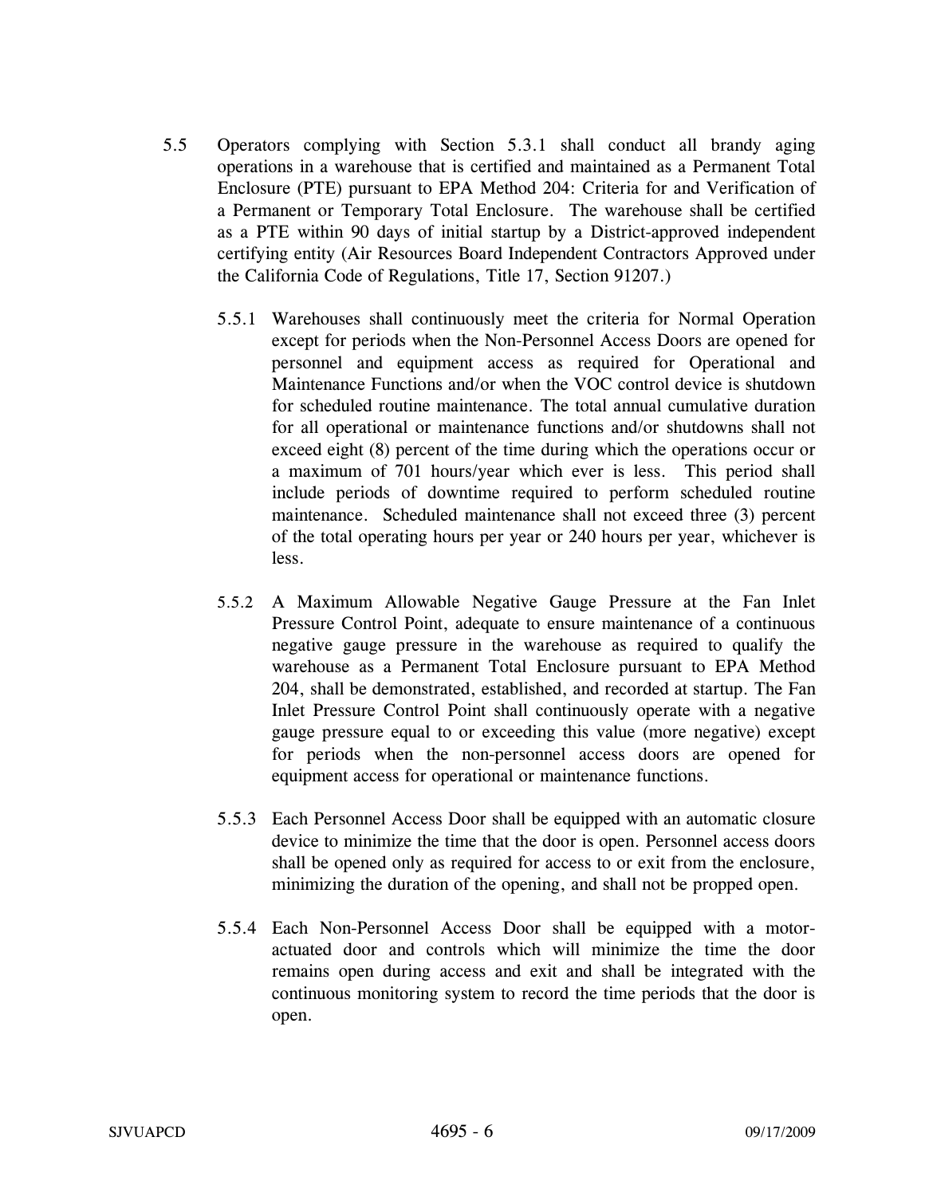5.5 Operators complying with Section 5.3.1 shall conduct all brandy aging operations in a warehouse that is certified and maintained as a Permanent Total Enclosure (PTE) pursuant to EPA Method 204: Criteria for and Verification of a Permanent or Temporary Total Enclosure. The warehouse shall be certified as a PTE within 90 days of initial startup by a District-approved independent certifying entity (Air Resources Board Independent Contractors Approved under the California Code of Regulations, Title 17, Section 91207.)

5.5.1 Warehouses shall continuously meet the criteria for Normal Operation except for periods when the Non-Personnel Access Doors are opened for personnel and equipment access as required for Operational and Maintenance Functions and/or when the VOC control device is shutdown for scheduled routine maintenance. The total annual cumulative duration for all operational or maintenance functions and/or shutdowns shall not exceed eight (8) percent of the time during which the operations occur or a maximum of 701 hours/year which ever is less. This period shall include periods of downtime required to perform scheduled routine maintenance. Scheduled maintenance shall not exceed three (3) percent of the total operating hours per year or 240 hours per year, whichever is less.

5.5.2 A Maximum Allowable Negative Gauge Pressure at the Fan Inlet Pressure Control Point, adequate to ensure maintenance of a continuous negative gauge pressure in the warehouse as required to qualify the warehouse as a Permanent Total Enclosure pursuant to EPA Method 204, shall be demonstrated, established, and recorded at startup. The Fan Inlet Pressure Control Point shall continuously operate with a negative gauge pressure equal to or exceeding this value (more negative) except for periods when the non-personnel access doors are opened for equipment access for operational or maintenance functions.

5.5.3 Each Personnel Access Door shall be equipped with an automatic closure device to minimize the time that the door is open. Personnel access doors shall be opened only as required for access to or exit from the enclosure, minimizing the duration of the opening, and shall not be propped open.

5.5.4 Each Non-Personnel Access Door shall be equipped with a motor-actuated door and controls which will minimize the time the door remains open during access and exit and shall be integrated with the continuous monitoring system to record the time periods that the door is open.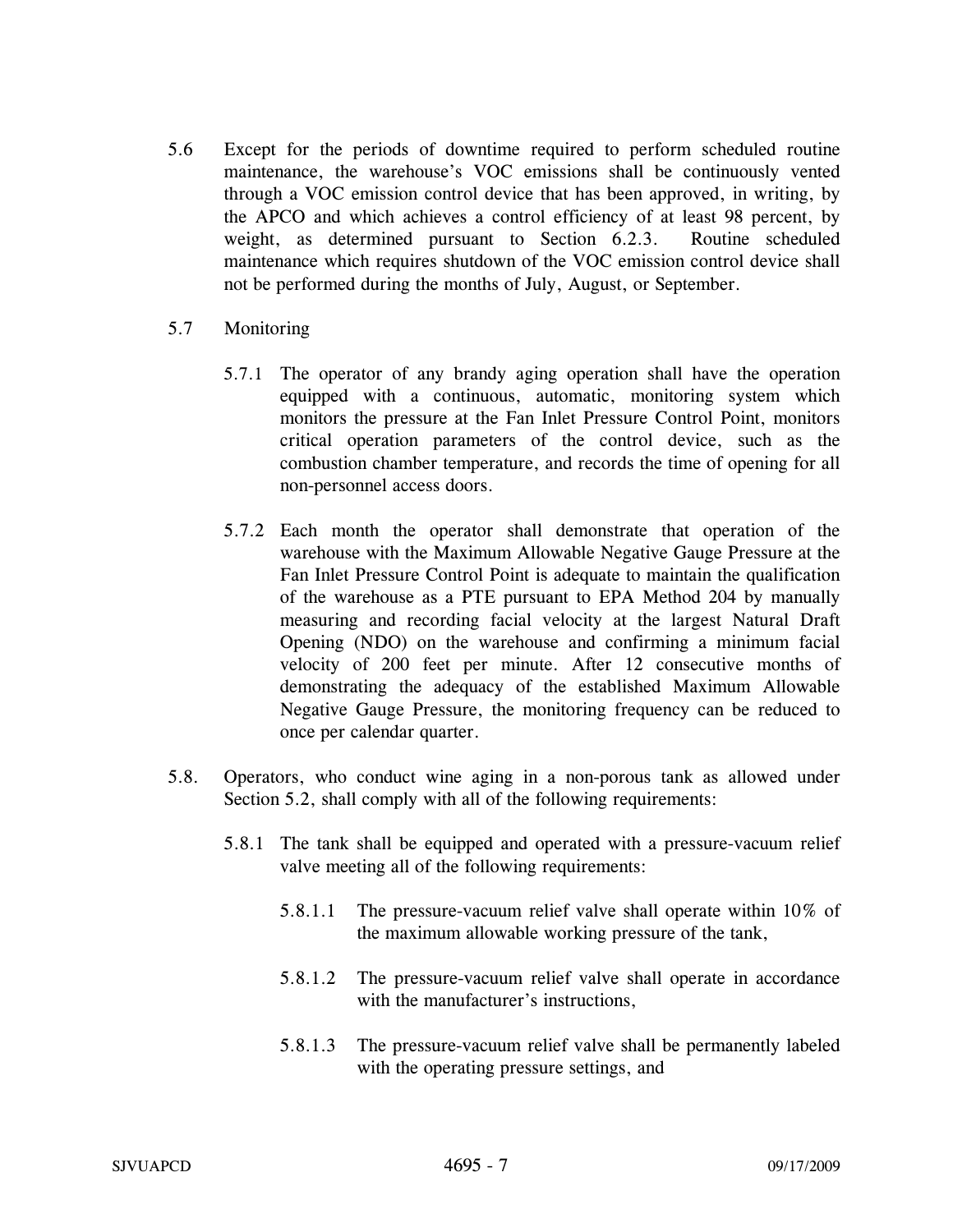5.6 Except for the periods of downtime required to perform scheduled routine maintenance, the warehouse's VOC emissions shall be continuously vented through a VOC emission control device that has been approved, in writing, by the APCO and which achieves a control efficiency of at least 98 percent, by weight, as determined pursuant to Section 6.2.3. Routine scheduled maintenance which requires shutdown of the VOC emission control device shall not be performed during the months of July, August, or September.

5.7 Monitoring

5.7.1 The operator of any brandy aging operation shall have the operation equipped with a continuous, automatic, monitoring system which monitors the pressure at the Fan Inlet Pressure Control Point, monitors critical operation parameters of the control device, such as the combustion chamber temperature, and records the time of opening for all non-personnel access doors.

5.7.2 Each month the operator shall demonstrate that operation of the warehouse with the Maximum Allowable Negative Gauge Pressure at the Fan Inlet Pressure Control Point is adequate to maintain the qualification of the warehouse as a PTE pursuant to EPA Method 204 by manually measuring and recording facial velocity at the largest Natural Draft Opening (NDO) on the warehouse and confirming a minimum facial velocity of 200 feet per minute. After 12 consecutive months of demonstrating the adequacy of the established Maximum Allowable Negative Gauge Pressure, the monitoring frequency can be reduced to once per calendar quarter.

5.8. Operators, who conduct wine aging in a non-porous tank as allowed under Section 5.2, shall comply with all of the following requirements:

5.8.1 The tank shall be equipped and operated with a pressure-vacuum relief valve meeting all of the following requirements:

5.8.1.1 The pressure-vacuum relief valve shall operate within 10% of the maximum allowable working pressure of the tank,

5.8.1.2 The pressure-vacuum relief valve shall operate in accordance with the manufacturer's instructions,

5.8.1.3 The pressure-vacuum relief valve shall be permanently labeled with the operating pressure settings, and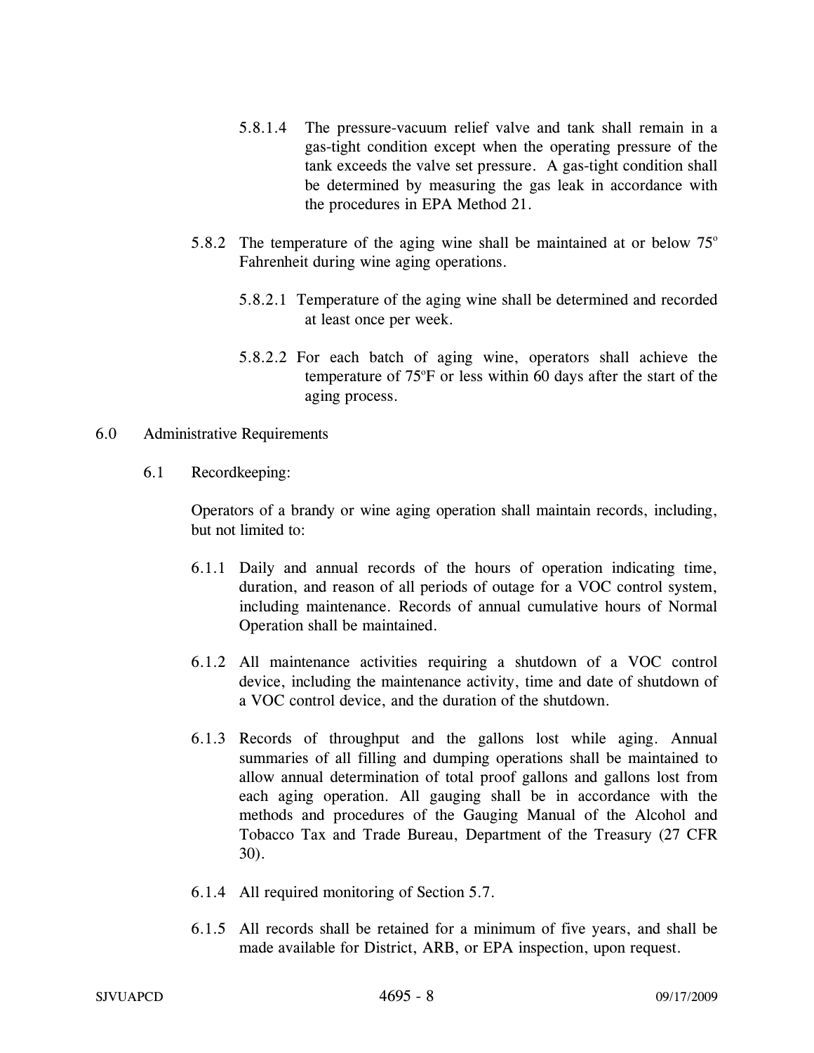5.8.1.4 The pressure-vacuum relief valve and tank shall remain in a gas-tight condition except when the operating pressure of the tank exceeds the valve set pressure. A gas-tight condition shall be determined by measuring the gas leak in accordance with the procedures in EPA Method 21.

5.8.2 The temperature of the aging wine shall be maintained at or below 75º Fahrenheit during wine aging operations.

5.8.2.1 Temperature of the aging wine shall be determined and recorded at least once per week.

5.8.2.2 For each batch of aging wine, operators shall achieve the temperature of 75ºF or less within 60 days after the start of the aging process.

## 6.0 Administrative Requirements

### 6.1 Recordkeeping:

Operators of a brandy or wine aging operation shall maintain records, including, but not limited to:

6.1.1 Daily and annual records of the hours of operation indicating time, duration, and reason of all periods of outage for a VOC control system, including maintenance. Records of annual cumulative hours of Normal Operation shall be maintained.

6.1.2 All maintenance activities requiring a shutdown of a VOC control device, including the maintenance activity, time and date of shutdown of a VOC control device, and the duration of the shutdown.

6.1.3 Records of throughput and the gallons lost while aging. Annual summaries of all filling and dumping operations shall be maintained to allow annual determination of total proof gallons and gallons lost from each aging operation. All gauging shall be in accordance with the methods and procedures of the Gauging Manual of the Alcohol and Tobacco Tax and Trade Bureau, Department of the Treasury (27 CFR 30).

6.1.4 All required monitoring of Section 5.7.

6.1.5 All records shall be retained for a minimum of five years, and shall be made available for District, ARB, or EPA inspection, upon request.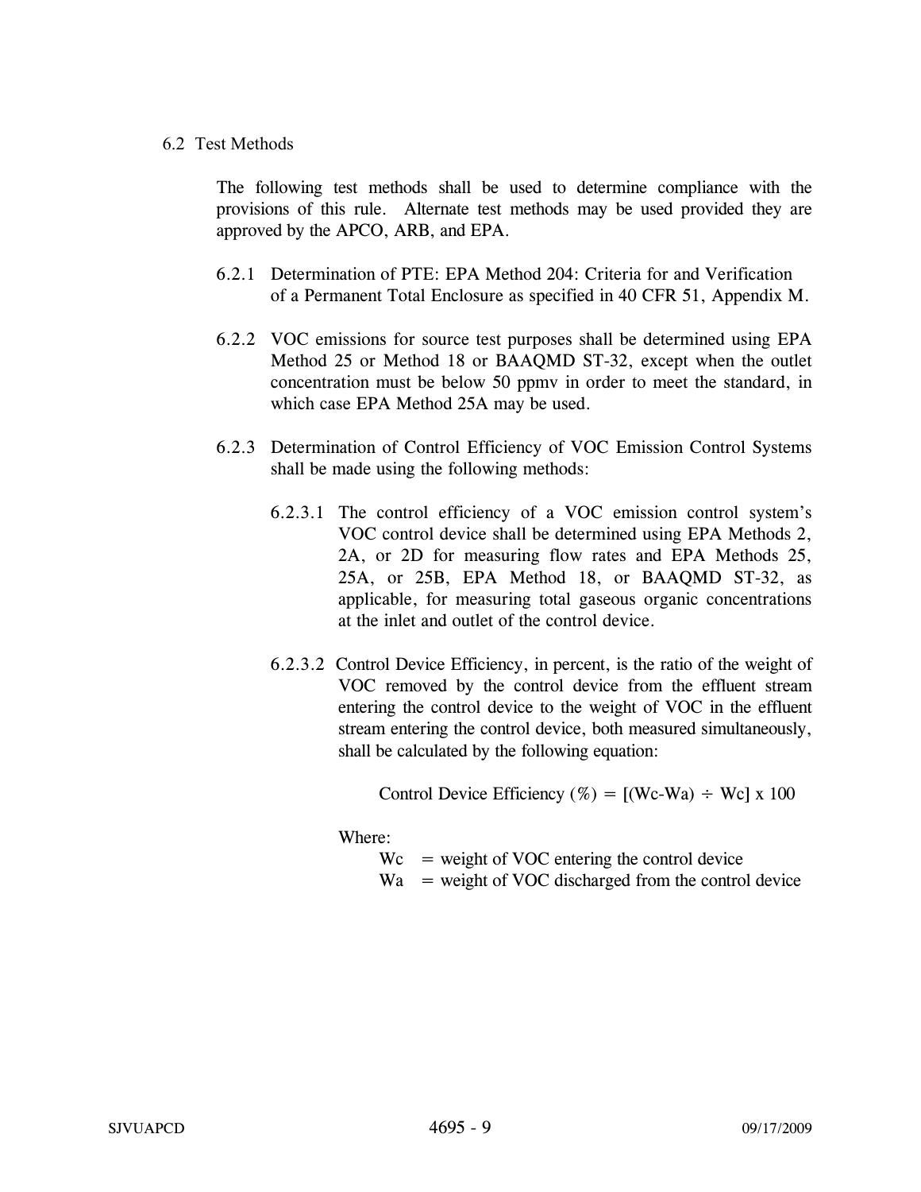## 6.2 Test Methods

The following test methods shall be used to determine compliance with the provisions of this rule. Alternate test methods may be used provided they are approved by the APCO, ARB, and EPA.

6.2.1 Determination of PTE: EPA Method 204: Criteria for and Verification of a Permanent Total Enclosure as specified in 40 CFR 51, Appendix M.

6.2.2 VOC emissions for source test purposes shall be determined using EPA Method 25 or Method 18 or BAAQMD ST-32, except when the outlet concentration must be below 50 ppmv in order to meet the standard, in which case EPA Method 25A may be used.

6.2.3 Determination of Control Efficiency of VOC Emission Control Systems shall be made using the following methods:

6.2.3.1 The control efficiency of a VOC emission control system's VOC control device shall be determined using EPA Methods 2, 2A, or 2D for measuring flow rates and EPA Methods 25, 25A, or 25B, EPA Method 18, or BAAQMD ST-32, as applicable, for measuring total gaseous organic concentrations at the inlet and outlet of the control device.

6.2.3.2 Control Device Efficiency, in percent, is the ratio of the weight of VOC removed by the control device from the effluent stream entering the control device to the weight of VOC in the effluent stream entering the control device, both measured simultaneously, shall be calculated by the following equation:

$$\text{Control Device Efficiency (\%)} = [(Wc - Wa) \div Wc] \times 100$$

Where:

Wc = weight of VOC entering the control device

Wa = weight of VOC discharged from the control device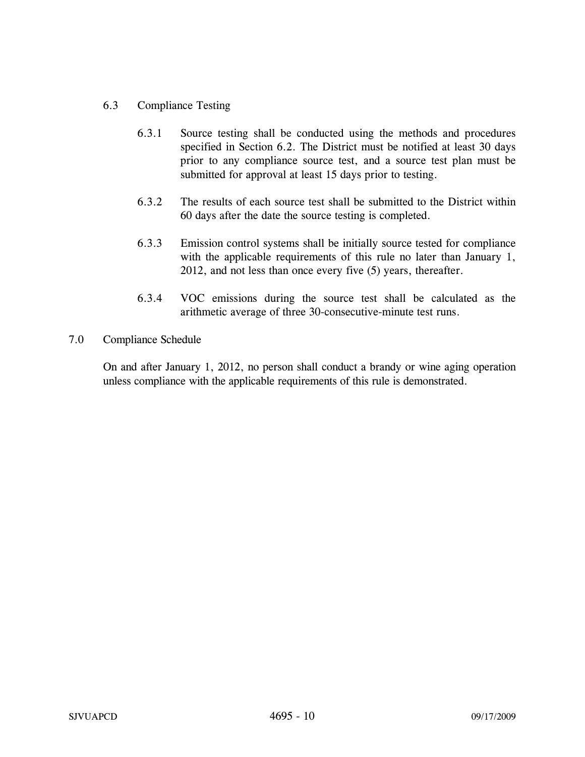## 6.3 Compliance Testing

6.3.1 Source testing shall be conducted using the methods and procedures specified in Section 6.2. The District must be notified at least 30 days prior to any compliance source test, and a source test plan must be submitted for approval at least 15 days prior to testing.

6.3.2 The results of each source test shall be submitted to the District within 60 days after the date the source testing is completed.

6.3.3 Emission control systems shall be initially source tested for compliance with the applicable requirements of this rule no later than January 1, 2012, and not less than once every five (5) years, thereafter.

6.3.4 VOC emissions during the source test shall be calculated as the arithmetic average of three 30-consecutive-minute test runs.

# 7.0 Compliance Schedule

On and after January 1, 2012, no person shall conduct a brandy or wine aging operation unless compliance with the applicable requirements of this rule is demonstrated.